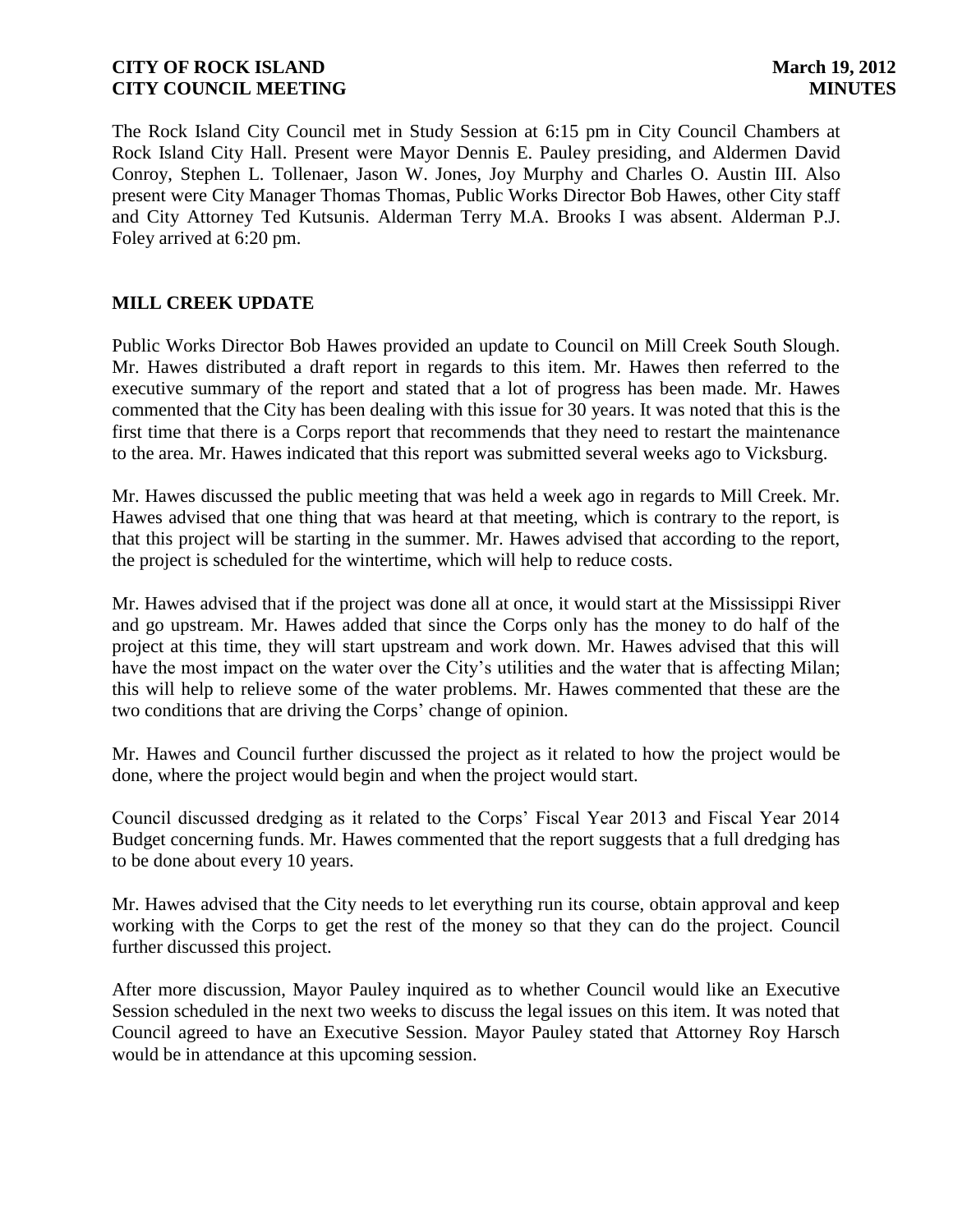The Rock Island City Council met in Study Session at 6:15 pm in City Council Chambers at Rock Island City Hall. Present were Mayor Dennis E. Pauley presiding, and Aldermen David Conroy, Stephen L. Tollenaer, Jason W. Jones, Joy Murphy and Charles O. Austin III. Also present were City Manager Thomas Thomas, Public Works Director Bob Hawes, other City staff and City Attorney Ted Kutsunis. Alderman Terry M.A. Brooks I was absent. Alderman P.J. Foley arrived at 6:20 pm.

## MILL CREEK UPDATE

Public Works Director Bob Hawes provided an update to Council on Mill Creek South Slough. Mr. Hawes distributed a draft report in regards to this item. Mr. Hawes then referred to the executive summary of the report and stated that a lot of progress has been made. Mr. Hawes commented that the City has been dealing with this issue for 30 years. It was noted that this is the first time that there is a Corps report that recommends that they need to restart the maintenance to the area. Mr. Hawes indicated that this report was submitted several weeks ago to Vicksburg.

Mr. Hawes discussed the public meeting that was held a week ago in regards to Mill Creek. Mr. Hawes advised that one thing that was heard at that meeting, which is contrary to the report, is that this project will be starting in the summer. Mr. Hawes advised that according to the report, the project is scheduled for the wintertime, which will help to reduce costs.

Mr. Hawes advised that if the project was done all at once, it would start at the Mississippi River and go upstream. Mr. Hawes added that since the Corps only has the money to do half of the project at this time, they will start upstream and work down. Mr. Hawes advised that this will have the most impact on the water over the City's utilities and the water that is affecting Milan; this will help to relieve some of the water problems. Mr. Hawes commented that these are the two conditions that are driving the Corps' change of opinion.

Mr. Hawes and Council further discussed the project as it related to how the project would be done, where the project would begin and when the project would start.

Council discussed dredging as it related to the Corps' Fiscal Year 2013 and Fiscal Year 2014 Budget concerning funds. Mr. Hawes commented that the report suggests that a full dredging has to be done about every 10 years.

Mr. Hawes advised that the City needs to let everything run its course, obtain approval and keep working with the Corps to get the rest of the money so that they can do the project. Council further discussed this project.

After more discussion, Mayor Pauley inquired as to whether Council would like an Executive Session scheduled in the next two weeks to discuss the legal issues on this item. It was noted that Council agreed to have an Executive Session. Mayor Pauley stated that Attorney Roy Harsch would be in attendance at this upcoming session.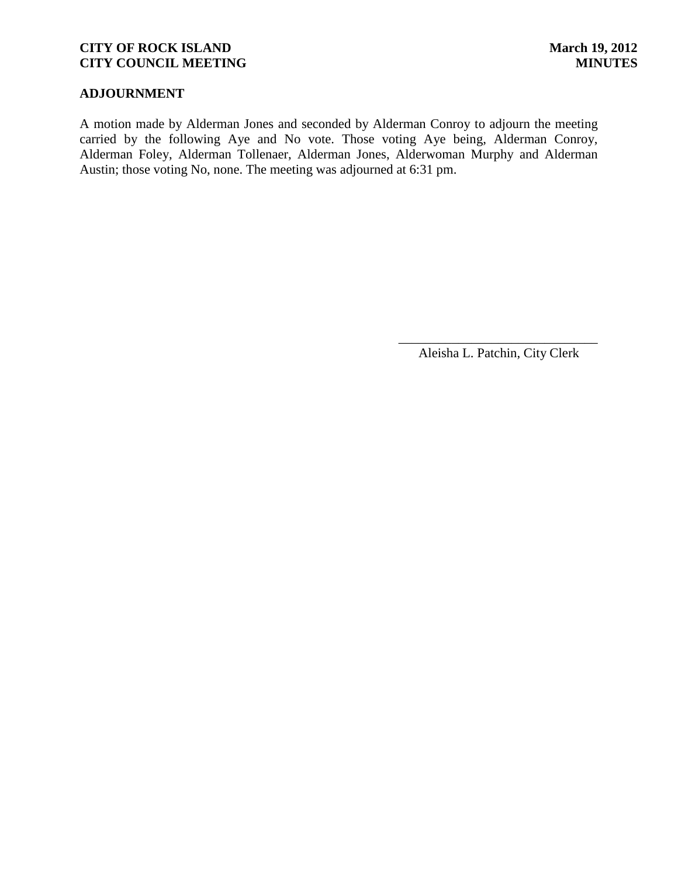## ADJOURNMENT

A motion made by Alderman Jones and seconded by Alderman Conroy to adjourn the meeting carried by the following Aye and No vote. Those voting Aye being, Alderman Conroy, Alderman Foley, Alderman Tollenaer, Alderman Jones, Alderwoman Murphy and Alderman Austin; those voting No, none. The meeting was adjourned at 6:31 pm.

______________________________
Aleisha L. Patchin, City Clerk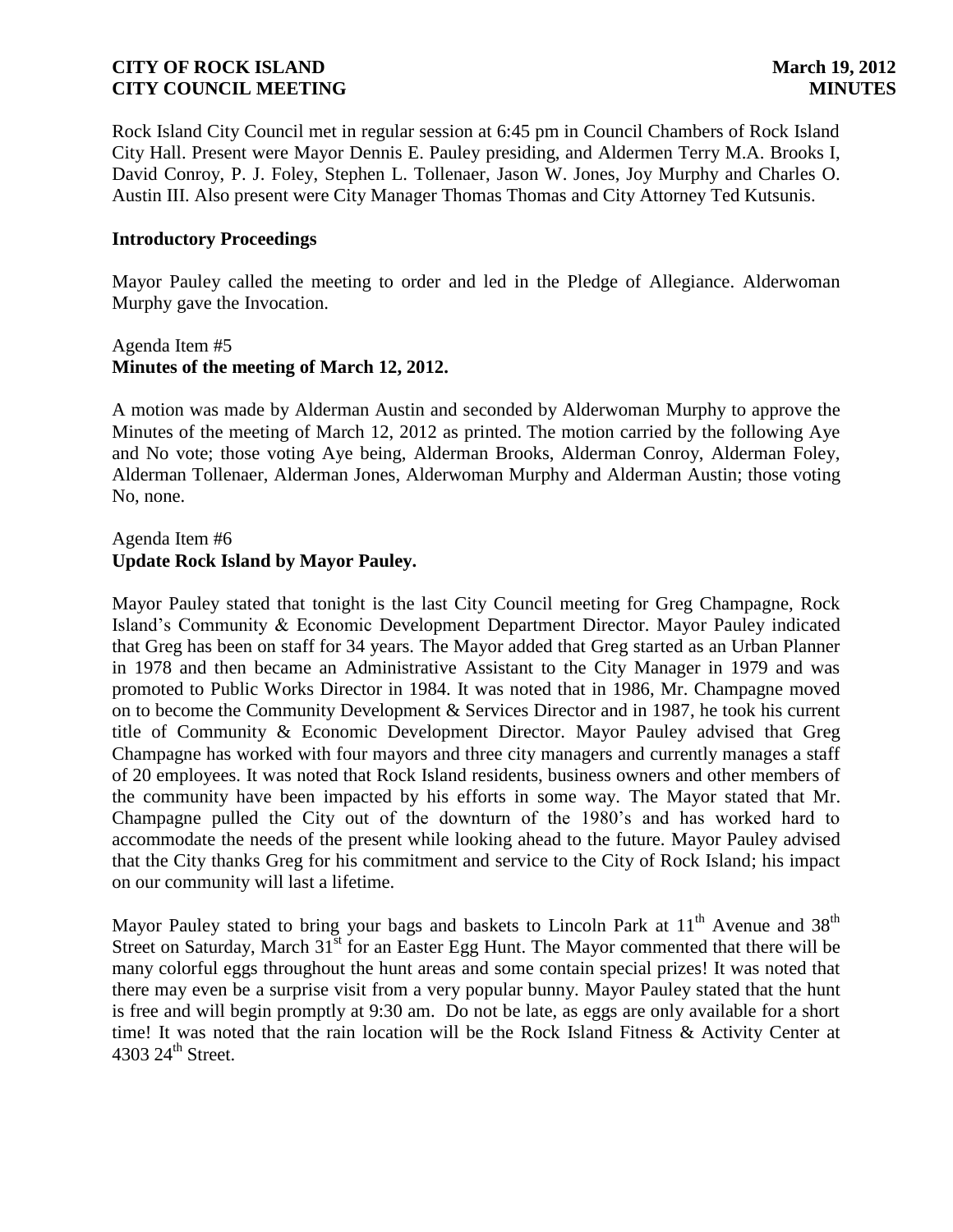Rock Island City Council met in regular session at 6:45 pm in Council Chambers of Rock Island City Hall. Present were Mayor Dennis E. Pauley presiding, and Aldermen Terry M.A. Brooks I, David Conroy, P. J. Foley, Stephen L. Tollenaer, Jason W. Jones, Joy Murphy and Charles O. Austin III. Also present were City Manager Thomas Thomas and City Attorney Ted Kutsunis.

**Introductory Proceedings**

Mayor Pauley called the meeting to order and led in the Pledge of Allegiance. Alderwoman Murphy gave the Invocation.

Agenda Item #5
**Minutes of the meeting of March 12, 2012.**

A motion was made by Alderman Austin and seconded by Alderwoman Murphy to approve the Minutes of the meeting of March 12, 2012 as printed. The motion carried by the following Aye and No vote; those voting Aye being, Alderman Brooks, Alderman Conroy, Alderman Foley, Alderman Tollenaer, Alderman Jones, Alderwoman Murphy and Alderman Austin; those voting No, none.

Agenda Item #6
**Update Rock Island by Mayor Pauley.**

Mayor Pauley stated that tonight is the last City Council meeting for Greg Champagne, Rock Island's Community & Economic Development Department Director. Mayor Pauley indicated that Greg has been on staff for 34 years. The Mayor added that Greg started as an Urban Planner in 1978 and then became an Administrative Assistant to the City Manager in 1979 and was promoted to Public Works Director in 1984. It was noted that in 1986, Mr. Champagne moved on to become the Community Development & Services Director and in 1987, he took his current title of Community & Economic Development Director. Mayor Pauley advised that Greg Champagne has worked with four mayors and three city managers and currently manages a staff of 20 employees. It was noted that Rock Island residents, business owners and other members of the community have been impacted by his efforts in some way. The Mayor stated that Mr. Champagne pulled the City out of the downturn of the 1980's and has worked hard to accommodate the needs of the present while looking ahead to the future. Mayor Pauley advised that the City thanks Greg for his commitment and service to the City of Rock Island; his impact on our community will last a lifetime.

Mayor Pauley stated to bring your bags and baskets to Lincoln Park at 11th Avenue and 38th Street on Saturday, March 31st for an Easter Egg Hunt. The Mayor commented that there will be many colorful eggs throughout the hunt areas and some contain special prizes! It was noted that there may even be a surprise visit from a very popular bunny. Mayor Pauley stated that the hunt is free and will begin promptly at 9:30 am. Do not be late, as eggs are only available for a short time! It was noted that the rain location will be the Rock Island Fitness & Activity Center at 4303 24th Street.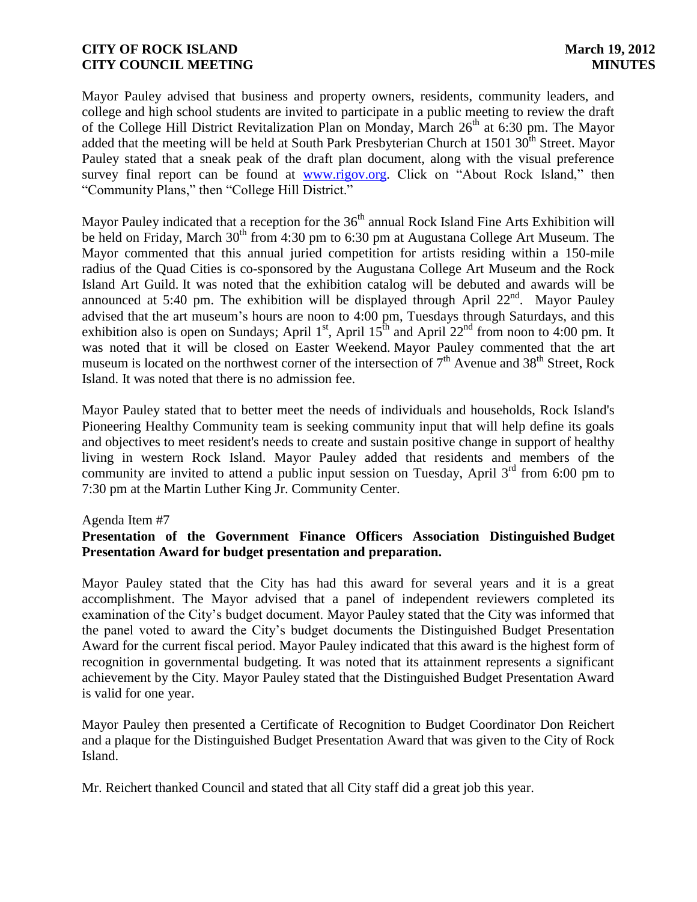Mayor Pauley advised that business and property owners, residents, community leaders, and college and high school students are invited to participate in a public meeting to review the draft of the College Hill District Revitalization Plan on Monday, March 26th at 6:30 pm. The Mayor added that the meeting will be held at South Park Presbyterian Church at 1501 30th Street. Mayor Pauley stated that a sneak peak of the draft plan document, along with the visual preference survey final report can be found at www.rigov.org. Click on "About Rock Island," then "Community Plans," then "College Hill District."

Mayor Pauley indicated that a reception for the 36th annual Rock Island Fine Arts Exhibition will be held on Friday, March 30th from 4:30 pm to 6:30 pm at Augustana College Art Museum. The Mayor commented that this annual juried competition for artists residing within a 150-mile radius of the Quad Cities is co-sponsored by the Augustana College Art Museum and the Rock Island Art Guild. It was noted that the exhibition catalog will be debuted and awards will be announced at 5:40 pm. The exhibition will be displayed through April 22nd. Mayor Pauley advised that the art museum's hours are noon to 4:00 pm, Tuesdays through Saturdays, and this exhibition also is open on Sundays; April 1st, April 15th and April 22nd from noon to 4:00 pm. It was noted that it will be closed on Easter Weekend. Mayor Pauley commented that the art museum is located on the northwest corner of the intersection of 7th Avenue and 38th Street, Rock Island. It was noted that there is no admission fee.

Mayor Pauley stated that to better meet the needs of individuals and households, Rock Island's Pioneering Healthy Community team is seeking community input that will help define its goals and objectives to meet resident's needs to create and sustain positive change in support of healthy living in western Rock Island. Mayor Pauley added that residents and members of the community are invited to attend a public input session on Tuesday, April 3rd from 6:00 pm to 7:30 pm at the Martin Luther King Jr. Community Center.

Agenda Item #7

**Presentation of the Government Finance Officers Association Distinguished Budget Presentation Award for budget presentation and preparation.**

Mayor Pauley stated that the City has had this award for several years and it is a great accomplishment. The Mayor advised that a panel of independent reviewers completed its examination of the City's budget document. Mayor Pauley stated that the City was informed that the panel voted to award the City's budget documents the Distinguished Budget Presentation Award for the current fiscal period. Mayor Pauley indicated that this award is the highest form of recognition in governmental budgeting. It was noted that its attainment represents a significant achievement by the City. Mayor Pauley stated that the Distinguished Budget Presentation Award is valid for one year.

Mayor Pauley then presented a Certificate of Recognition to Budget Coordinator Don Reichert and a plaque for the Distinguished Budget Presentation Award that was given to the City of Rock Island.

Mr. Reichert thanked Council and stated that all City staff did a great job this year.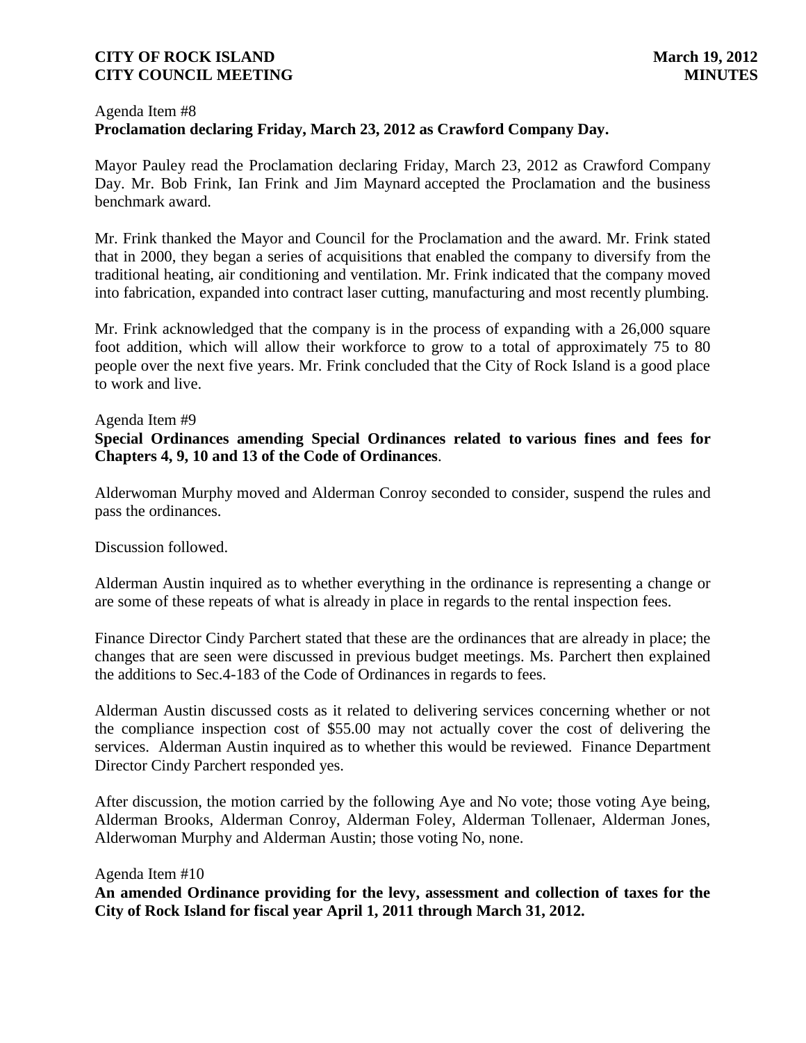Agenda Item #8
**Proclamation declaring Friday, March 23, 2012 as Crawford Company Day.**

Mayor Pauley read the Proclamation declaring Friday, March 23, 2012 as Crawford Company Day. Mr. Bob Frink, Ian Frink and Jim Maynard accepted the Proclamation and the business benchmark award.

Mr. Frink thanked the Mayor and Council for the Proclamation and the award. Mr. Frink stated that in 2000, they began a series of acquisitions that enabled the company to diversify from the traditional heating, air conditioning and ventilation. Mr. Frink indicated that the company moved into fabrication, expanded into contract laser cutting, manufacturing and most recently plumbing.

Mr. Frink acknowledged that the company is in the process of expanding with a 26,000 square foot addition, which will allow their workforce to grow to a total of approximately 75 to 80 people over the next five years. Mr. Frink concluded that the City of Rock Island is a good place to work and live.

Agenda Item #9
**Special Ordinances amending Special Ordinances related to various fines and fees for Chapters 4, 9, 10 and 13 of the Code of Ordinances**.

Alderwoman Murphy moved and Alderman Conroy seconded to consider, suspend the rules and pass the ordinances.

Discussion followed.

Alderman Austin inquired as to whether everything in the ordinance is representing a change or are some of these repeats of what is already in place in regards to the rental inspection fees.

Finance Director Cindy Parchert stated that these are the ordinances that are already in place; the changes that are seen were discussed in previous budget meetings. Ms. Parchert then explained the additions to Sec.4-183 of the Code of Ordinances in regards to fees.

Alderman Austin discussed costs as it related to delivering services concerning whether or not the compliance inspection cost of $55.00 may not actually cover the cost of delivering the services. Alderman Austin inquired as to whether this would be reviewed. Finance Department Director Cindy Parchert responded yes.

After discussion, the motion carried by the following Aye and No vote; those voting Aye being, Alderman Brooks, Alderman Conroy, Alderman Foley, Alderman Tollenaer, Alderman Jones, Alderwoman Murphy and Alderman Austin; those voting No, none.

Agenda Item #10
**An amended Ordinance providing for the levy, assessment and collection of taxes for the City of Rock Island for fiscal year April 1, 2011 through March 31, 2012.**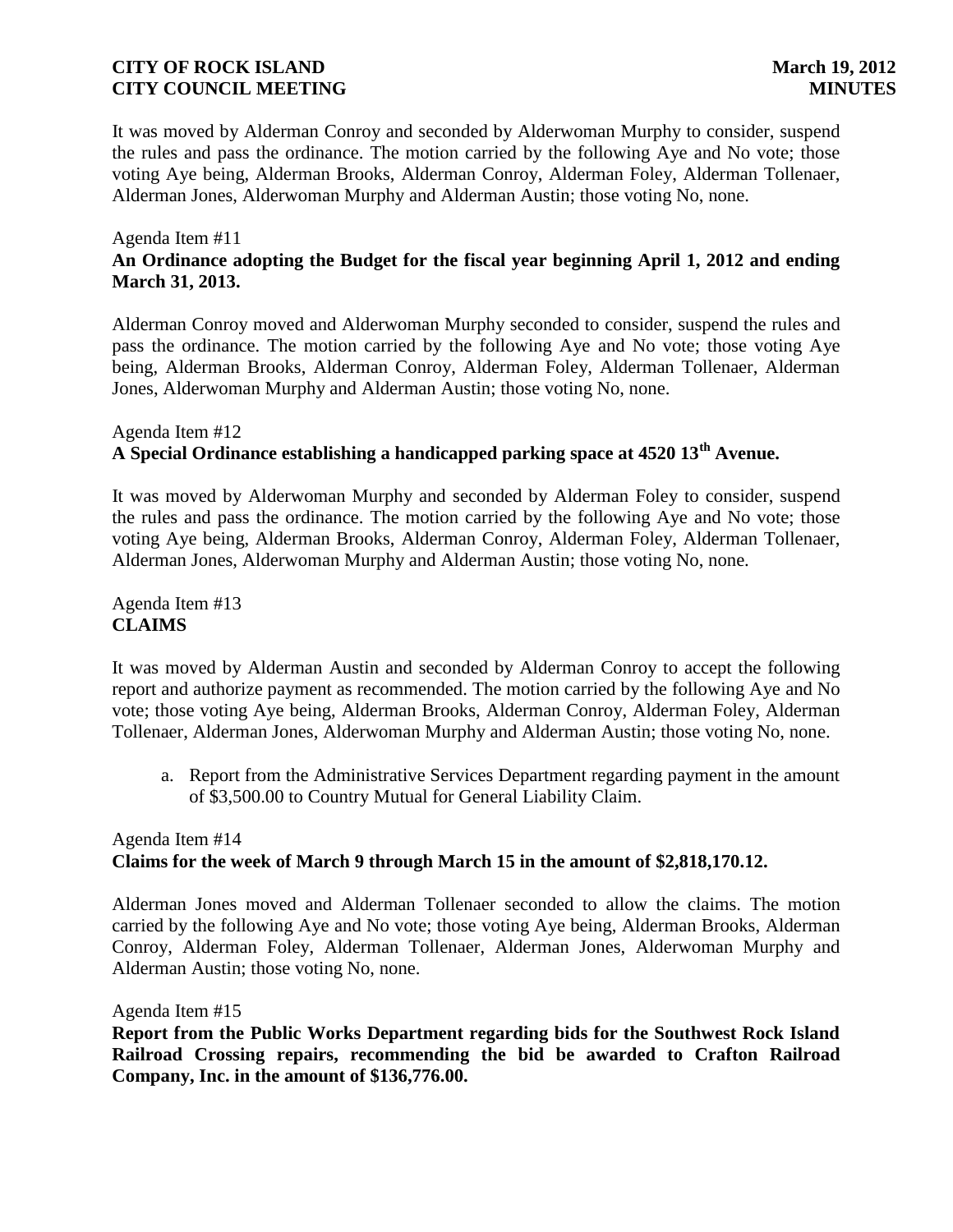It was moved by Alderman Conroy and seconded by Alderwoman Murphy to consider, suspend the rules and pass the ordinance. The motion carried by the following Aye and No vote; those voting Aye being, Alderman Brooks, Alderman Conroy, Alderman Foley, Alderman Tollenaer, Alderman Jones, Alderwoman Murphy and Alderman Austin; those voting No, none.

Agenda Item #11

**An Ordinance adopting the Budget for the fiscal year beginning April 1, 2012 and ending March 31, 2013.**

Alderman Conroy moved and Alderwoman Murphy seconded to consider, suspend the rules and pass the ordinance. The motion carried by the following Aye and No vote; those voting Aye being, Alderman Brooks, Alderman Conroy, Alderman Foley, Alderman Tollenaer, Alderman Jones, Alderwoman Murphy and Alderman Austin; those voting No, none.

Agenda Item #12

**A Special Ordinance establishing a handicapped parking space at 4520 13th Avenue.**

It was moved by Alderwoman Murphy and seconded by Alderman Foley to consider, suspend the rules and pass the ordinance. The motion carried by the following Aye and No vote; those voting Aye being, Alderman Brooks, Alderman Conroy, Alderman Foley, Alderman Tollenaer, Alderman Jones, Alderwoman Murphy and Alderman Austin; those voting No, none.

Agenda Item #13

**CLAIMS**

It was moved by Alderman Austin and seconded by Alderman Conroy to accept the following report and authorize payment as recommended. The motion carried by the following Aye and No vote; those voting Aye being, Alderman Brooks, Alderman Conroy, Alderman Foley, Alderman Tollenaer, Alderman Jones, Alderwoman Murphy and Alderman Austin; those voting No, none.

a. Report from the Administrative Services Department regarding payment in the amount of $3,500.00 to Country Mutual for General Liability Claim.

Agenda Item #14

**Claims for the week of March 9 through March 15 in the amount of $2,818,170.12.**

Alderman Jones moved and Alderman Tollenaer seconded to allow the claims. The motion carried by the following Aye and No vote; those voting Aye being, Alderman Brooks, Alderman Conroy, Alderman Foley, Alderman Tollenaer, Alderman Jones, Alderwoman Murphy and Alderman Austin; those voting No, none.

Agenda Item #15

**Report from the Public Works Department regarding bids for the Southwest Rock Island Railroad Crossing repairs, recommending the bid be awarded to Crafton Railroad Company, Inc. in the amount of $136,776.00.**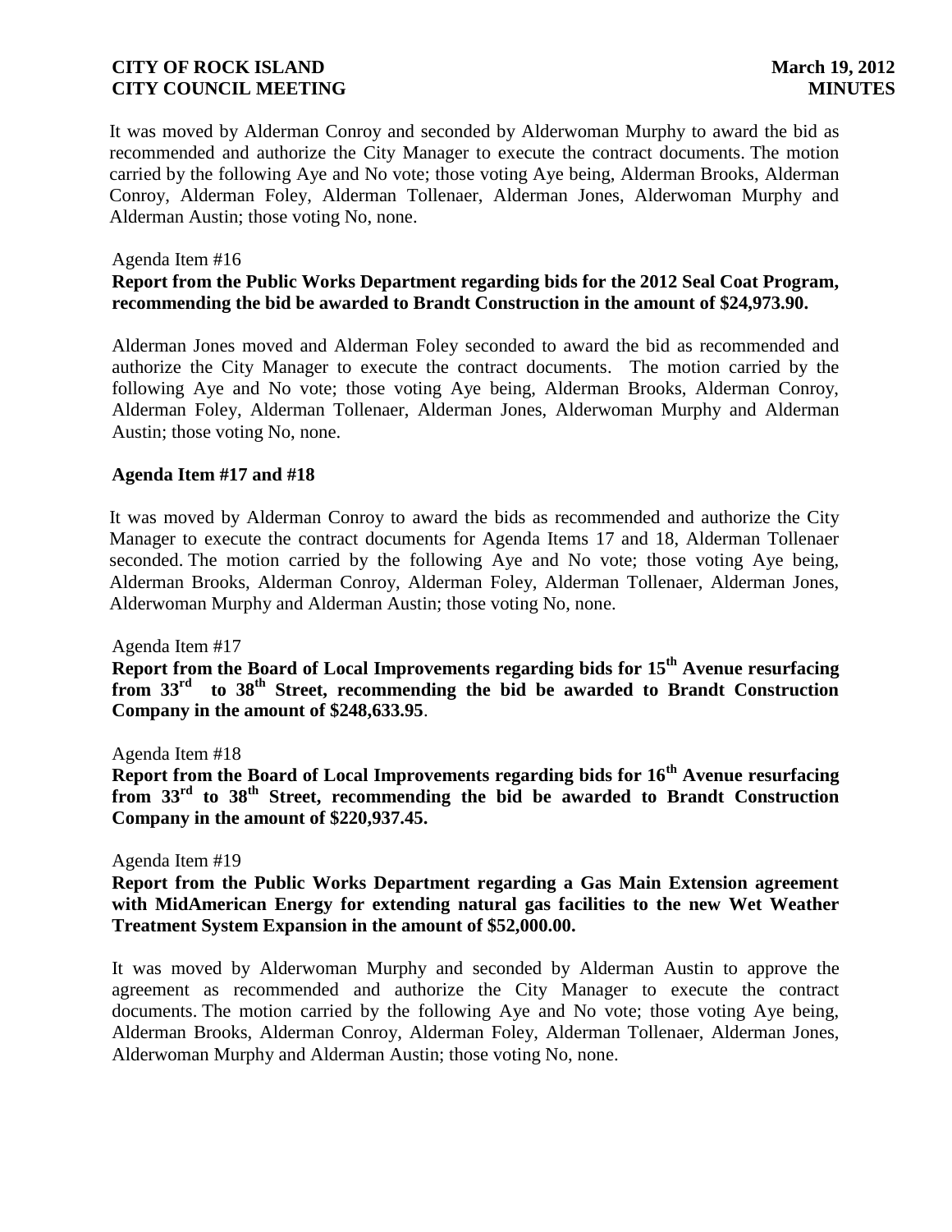It was moved by Alderman Conroy and seconded by Alderwoman Murphy to award the bid as recommended and authorize the City Manager to execute the contract documents. The motion carried by the following Aye and No vote; those voting Aye being, Alderman Brooks, Alderman Conroy, Alderman Foley, Alderman Tollenaer, Alderman Jones, Alderwoman Murphy and Alderman Austin; those voting No, none.

Agenda Item #16

**Report from the Public Works Department regarding bids for the 2012 Seal Coat Program, recommending the bid be awarded to Brandt Construction in the amount of $24,973.90.**

Alderman Jones moved and Alderman Foley seconded to award the bid as recommended and authorize the City Manager to execute the contract documents. The motion carried by the following Aye and No vote; those voting Aye being, Alderman Brooks, Alderman Conroy, Alderman Foley, Alderman Tollenaer, Alderman Jones, Alderwoman Murphy and Alderman Austin; those voting No, none.

**Agenda Item #17 and #18**

It was moved by Alderman Conroy to award the bids as recommended and authorize the City Manager to execute the contract documents for Agenda Items 17 and 18, Alderman Tollenaer seconded. The motion carried by the following Aye and No vote; those voting Aye being, Alderman Brooks, Alderman Conroy, Alderman Foley, Alderman Tollenaer, Alderman Jones, Alderwoman Murphy and Alderman Austin; those voting No, none.

Agenda Item #17

**Report from the Board of Local Improvements regarding bids for 15th Avenue resurfacing from 33rd to 38th Street, recommending the bid be awarded to Brandt Construction Company in the amount of $248,633.95**.

Agenda Item #18

**Report from the Board of Local Improvements regarding bids for 16th Avenue resurfacing from 33rd to 38th Street, recommending the bid be awarded to Brandt Construction Company in the amount of $220,937.45.**

Agenda Item #19

**Report from the Public Works Department regarding a Gas Main Extension agreement with MidAmerican Energy for extending natural gas facilities to the new Wet Weather Treatment System Expansion in the amount of $52,000.00.**

It was moved by Alderwoman Murphy and seconded by Alderman Austin to approve the agreement as recommended and authorize the City Manager to execute the contract documents. The motion carried by the following Aye and No vote; those voting Aye being, Alderman Brooks, Alderman Conroy, Alderman Foley, Alderman Tollenaer, Alderman Jones, Alderwoman Murphy and Alderman Austin; those voting No, none.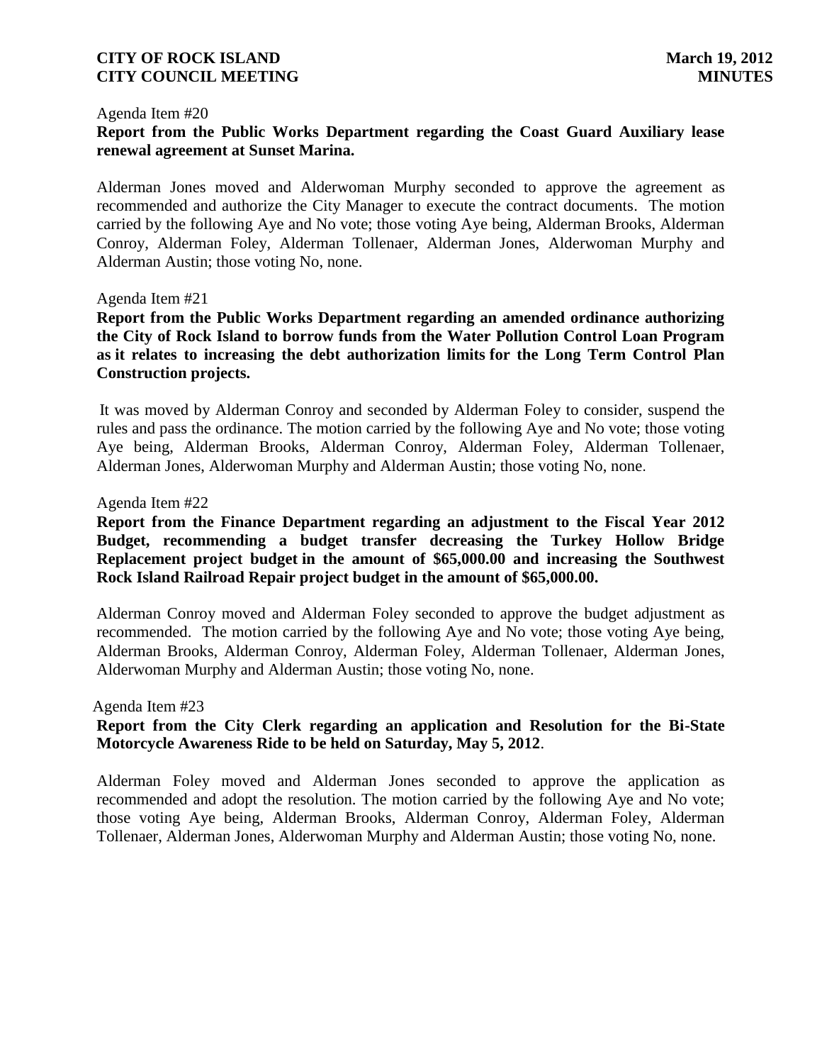Agenda Item #20

**Report from the Public Works Department regarding the Coast Guard Auxiliary lease renewal agreement at Sunset Marina.**

Alderman Jones moved and Alderwoman Murphy seconded to approve the agreement as recommended and authorize the City Manager to execute the contract documents. The motion carried by the following Aye and No vote; those voting Aye being, Alderman Brooks, Alderman Conroy, Alderman Foley, Alderman Tollenaer, Alderman Jones, Alderwoman Murphy and Alderman Austin; those voting No, none.

Agenda Item #21

**Report from the Public Works Department regarding an amended ordinance authorizing the City of Rock Island to borrow funds from the Water Pollution Control Loan Program as it relates to increasing the debt authorization limits for the Long Term Control Plan Construction projects.**

It was moved by Alderman Conroy and seconded by Alderman Foley to consider, suspend the rules and pass the ordinance. The motion carried by the following Aye and No vote; those voting Aye being, Alderman Brooks, Alderman Conroy, Alderman Foley, Alderman Tollenaer, Alderman Jones, Alderwoman Murphy and Alderman Austin; those voting No, none.

Agenda Item #22

**Report from the Finance Department regarding an adjustment to the Fiscal Year 2012 Budget, recommending a budget transfer decreasing the Turkey Hollow Bridge Replacement project budget in the amount of $65,000.00 and increasing the Southwest Rock Island Railroad Repair project budget in the amount of $65,000.00.**

Alderman Conroy moved and Alderman Foley seconded to approve the budget adjustment as recommended. The motion carried by the following Aye and No vote; those voting Aye being, Alderman Brooks, Alderman Conroy, Alderman Foley, Alderman Tollenaer, Alderman Jones, Alderwoman Murphy and Alderman Austin; those voting No, none.

Agenda Item #23

**Report from the City Clerk regarding an application and Resolution for the Bi-State Motorcycle Awareness Ride to be held on Saturday, May 5, 2012**.

Alderman Foley moved and Alderman Jones seconded to approve the application as recommended and adopt the resolution. The motion carried by the following Aye and No vote; those voting Aye being, Alderman Brooks, Alderman Conroy, Alderman Foley, Alderman Tollenaer, Alderman Jones, Alderwoman Murphy and Alderman Austin; those voting No, none.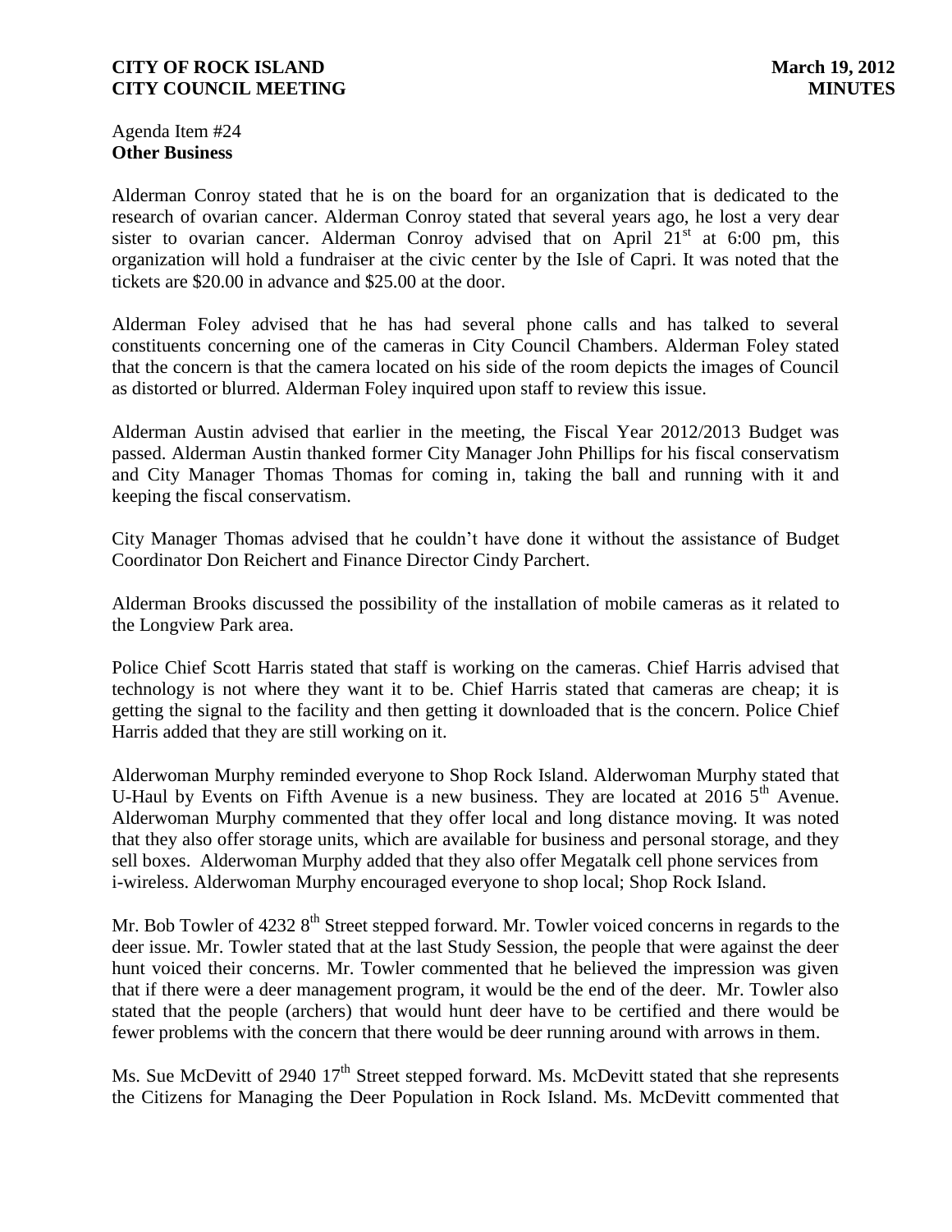Agenda Item #24
**Other Business**

Alderman Conroy stated that he is on the board for an organization that is dedicated to the research of ovarian cancer. Alderman Conroy stated that several years ago, he lost a very dear sister to ovarian cancer. Alderman Conroy advised that on April 21st at 6:00 pm, this organization will hold a fundraiser at the civic center by the Isle of Capri. It was noted that the tickets are $20.00 in advance and $25.00 at the door.

Alderman Foley advised that he has had several phone calls and has talked to several constituents concerning one of the cameras in City Council Chambers. Alderman Foley stated that the concern is that the camera located on his side of the room depicts the images of Council as distorted or blurred. Alderman Foley inquired upon staff to review this issue.

Alderman Austin advised that earlier in the meeting, the Fiscal Year 2012/2013 Budget was passed. Alderman Austin thanked former City Manager John Phillips for his fiscal conservatism and City Manager Thomas Thomas for coming in, taking the ball and running with it and keeping the fiscal conservatism.

City Manager Thomas advised that he couldn't have done it without the assistance of Budget Coordinator Don Reichert and Finance Director Cindy Parchert.

Alderman Brooks discussed the possibility of the installation of mobile cameras as it related to the Longview Park area.

Police Chief Scott Harris stated that staff is working on the cameras. Chief Harris advised that technology is not where they want it to be. Chief Harris stated that cameras are cheap; it is getting the signal to the facility and then getting it downloaded that is the concern. Police Chief Harris added that they are still working on it.

Alderwoman Murphy reminded everyone to Shop Rock Island. Alderwoman Murphy stated that U-Haul by Events on Fifth Avenue is a new business. They are located at 2016 5th Avenue. Alderwoman Murphy commented that they offer local and long distance moving. It was noted that they also offer storage units, which are available for business and personal storage, and they sell boxes. Alderwoman Murphy added that they also offer Megatalk cell phone services from i-wireless. Alderwoman Murphy encouraged everyone to shop local; Shop Rock Island.

Mr. Bob Towler of 4232 8th Street stepped forward. Mr. Towler voiced concerns in regards to the deer issue. Mr. Towler stated that at the last Study Session, the people that were against the deer hunt voiced their concerns. Mr. Towler commented that he believed the impression was given that if there were a deer management program, it would be the end of the deer. Mr. Towler also stated that the people (archers) that would hunt deer have to be certified and there would be fewer problems with the concern that there would be deer running around with arrows in them.

Ms. Sue McDevitt of 2940 17th Street stepped forward. Ms. McDevitt stated that she represents the Citizens for Managing the Deer Population in Rock Island. Ms. McDevitt commented that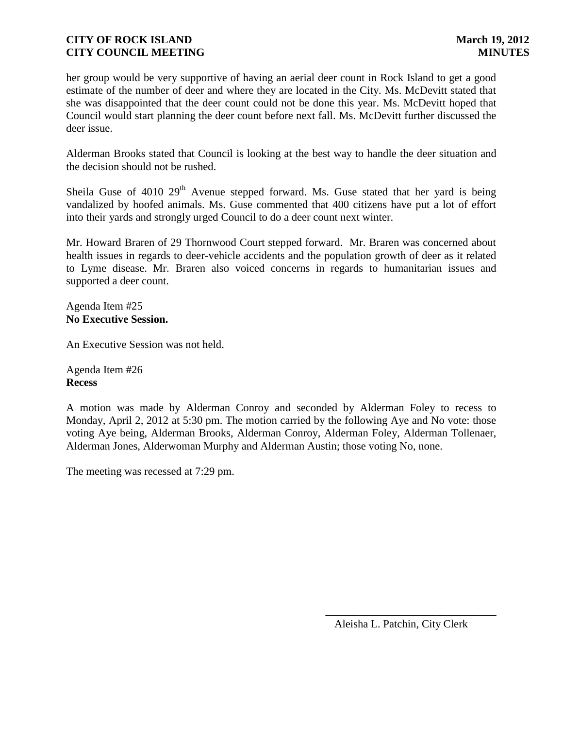her group would be very supportive of having an aerial deer count in Rock Island to get a good estimate of the number of deer and where they are located in the City. Ms. McDevitt stated that she was disappointed that the deer count could not be done this year. Ms. McDevitt hoped that Council would start planning the deer count before next fall. Ms. McDevitt further discussed the deer issue.

Alderman Brooks stated that Council is looking at the best way to handle the deer situation and the decision should not be rushed.

Sheila Guse of 4010 29th Avenue stepped forward. Ms. Guse stated that her yard is being vandalized by hoofed animals. Ms. Guse commented that 400 citizens have put a lot of effort into their yards and strongly urged Council to do a deer count next winter.

Mr. Howard Braren of 29 Thornwood Court stepped forward. Mr. Braren was concerned about health issues in regards to deer-vehicle accidents and the population growth of deer as it related to Lyme disease. Mr. Braren also voiced concerns in regards to humanitarian issues and supported a deer count.

Agenda Item #25
**No Executive Session.**

An Executive Session was not held.

Agenda Item #26
**Recess**

A motion was made by Alderman Conroy and seconded by Alderman Foley to recess to Monday, April 2, 2012 at 5:30 pm. The motion carried by the following Aye and No vote: those voting Aye being, Alderman Brooks, Alderman Conroy, Alderman Foley, Alderman Tollenaer, Alderman Jones, Alderwoman Murphy and Alderman Austin; those voting No, none.

The meeting was recessed at 7:29 pm.

\_\_\_\_\_\_\_\_\_\_\_\_\_\_\_\_\_\_\_\_\_\_\_\_\_\_\_\_\_\_\_\_

Aleisha L. Patchin, City Clerk